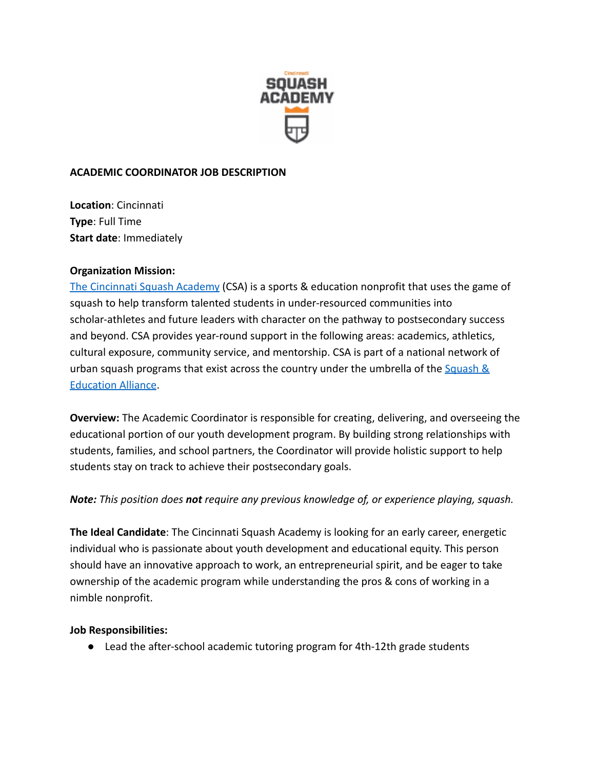**ACADEMIC COORDINATOR JOB DESCRIPTION**

**Location**: Cincinnati
**Type**: Full Time
**Start date**: Immediately

**Organization Mission:**
The Cincinnati Squash Academy (CSA) is a sports & education nonprofit that uses the game of squash to help transform talented students in under-resourced communities into scholar-athletes and future leaders with character on the pathway to postsecondary success and beyond. CSA provides year-round support in the following areas: academics, athletics, cultural exposure, community service, and mentorship. CSA is part of a national network of urban squash programs that exist across the country under the umbrella of the Squash & Education Alliance.

**Overview:** The Academic Coordinator is responsible for creating, delivering, and overseeing the educational portion of our youth development program. By building strong relationships with students, families, and school partners, the Coordinator will provide holistic support to help students stay on track to achieve their postsecondary goals.

***Note:*** *This position does* ***not*** *require any previous knowledge of, or experience playing, squash.*

**The Ideal Candidate**: The Cincinnati Squash Academy is looking for an early career, energetic individual who is passionate about youth development and educational equity. This person should have an innovative approach to work, an entrepreneurial spirit, and be eager to take ownership of the academic program while understanding the pros & cons of working in a nimble nonprofit.

**Job Responsibilities:**

- Lead the after-school academic tutoring program for 4th-12th grade students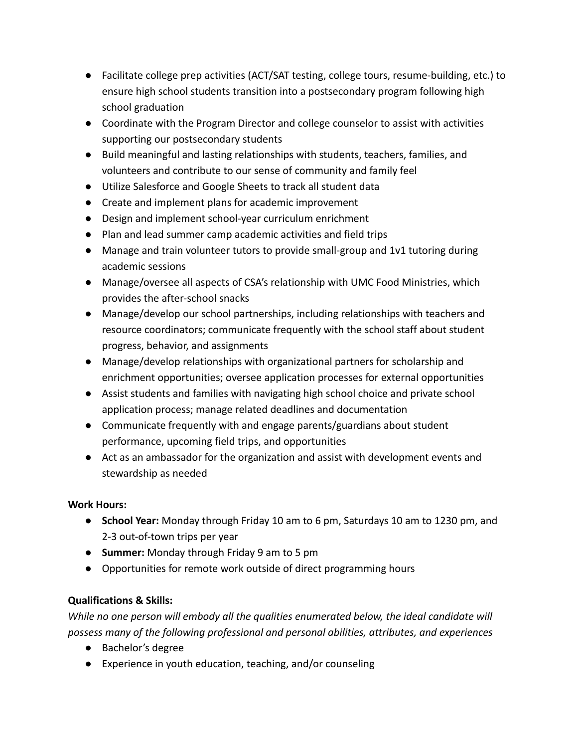- Facilitate college prep activities (ACT/SAT testing, college tours, resume-building, etc.) to ensure high school students transition into a postsecondary program following high school graduation
- Coordinate with the Program Director and college counselor to assist with activities supporting our postsecondary students
- Build meaningful and lasting relationships with students, teachers, families, and volunteers and contribute to our sense of community and family feel
- Utilize Salesforce and Google Sheets to track all student data
- Create and implement plans for academic improvement
- Design and implement school-year curriculum enrichment
- Plan and lead summer camp academic activities and field trips
- Manage and train volunteer tutors to provide small-group and 1v1 tutoring during academic sessions
- Manage/oversee all aspects of CSA's relationship with UMC Food Ministries, which provides the after-school snacks
- Manage/develop our school partnerships, including relationships with teachers and resource coordinators; communicate frequently with the school staff about student progress, behavior, and assignments
- Manage/develop relationships with organizational partners for scholarship and enrichment opportunities; oversee application processes for external opportunities
- Assist students and families with navigating high school choice and private school application process; manage related deadlines and documentation
- Communicate frequently with and engage parents/guardians about student performance, upcoming field trips, and opportunities
- Act as an ambassador for the organization and assist with development events and stewardship as needed

**Work Hours:**

- **School Year:** Monday through Friday 10 am to 6 pm, Saturdays 10 am to 1230 pm, and 2-3 out-of-town trips per year
- **Summer:** Monday through Friday 9 am to 5 pm
- Opportunities for remote work outside of direct programming hours

**Qualifications & Skills:**

*While no one person will embody all the qualities enumerated below, the ideal candidate will possess many of the following professional and personal abilities, attributes, and experiences*

- Bachelor's degree
- Experience in youth education, teaching, and/or counseling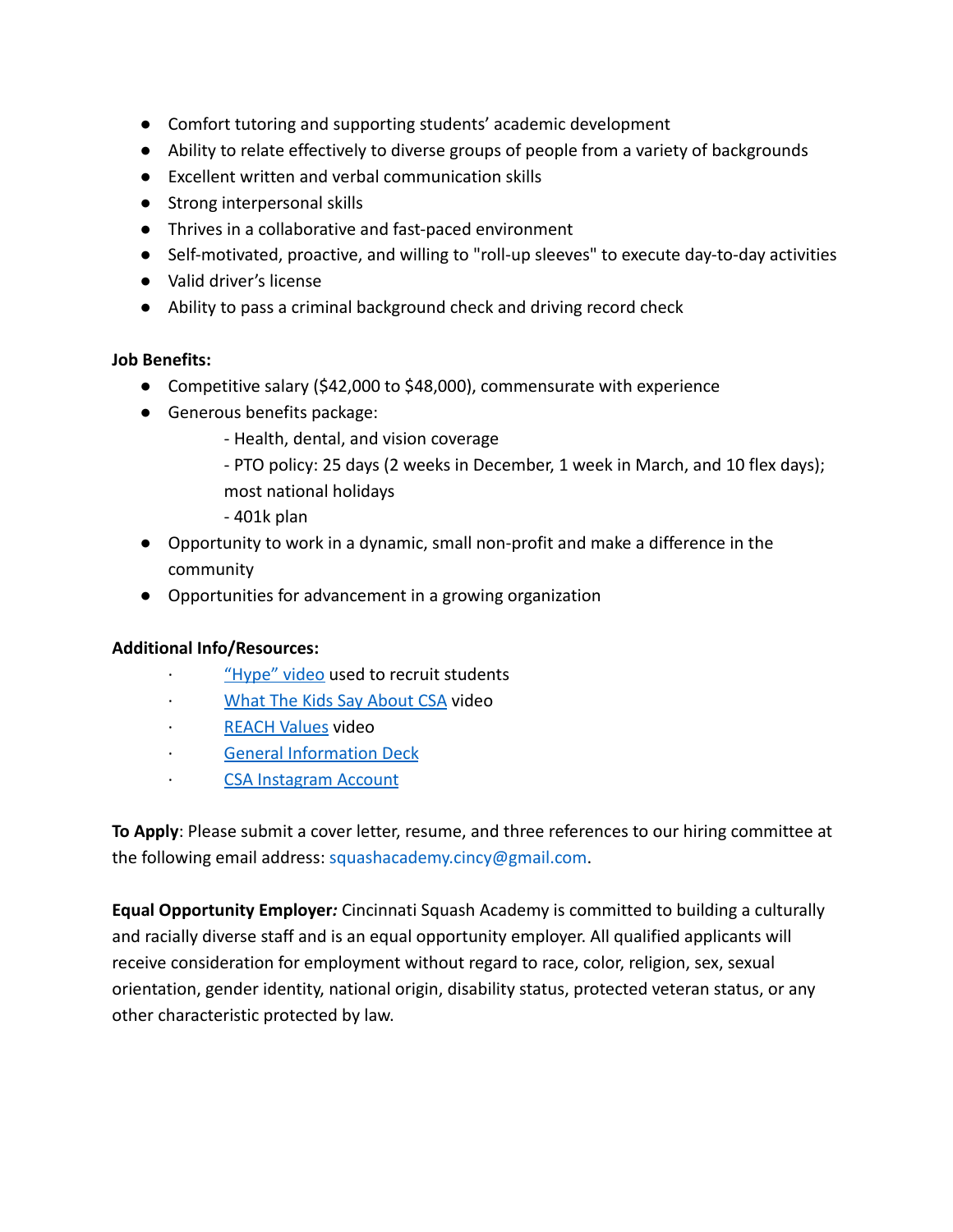- Comfort tutoring and supporting students' academic development
- Ability to relate effectively to diverse groups of people from a variety of backgrounds
- Excellent written and verbal communication skills
- Strong interpersonal skills
- Thrives in a collaborative and fast-paced environment
- Self-motivated, proactive, and willing to "roll-up sleeves" to execute day-to-day activities
- Valid driver's license
- Ability to pass a criminal background check and driving record check

**Job Benefits:**

- Competitive salary ($42,000 to $48,000), commensurate with experience
- Generous benefits package:
  - Health, dental, and vision coverage
  - PTO policy: 25 days (2 weeks in December, 1 week in March, and 10 flex days); most national holidays
  - 401k plan
- Opportunity to work in a dynamic, small non-profit and make a difference in the community
- Opportunities for advancement in a growing organization

**Additional Info/Resources:**

- "Hype" video used to recruit students
- What The Kids Say About CSA video
- REACH Values video
- General Information Deck
- CSA Instagram Account

**To Apply**: Please submit a cover letter, resume, and three references to our hiring committee at the following email address: squashacademy.cincy@gmail.com.

**Equal Opportunity Employer*:*** Cincinnati Squash Academy is committed to building a culturally and racially diverse staff and is an equal opportunity employer. All qualified applicants will receive consideration for employment without regard to race, color, religion, sex, sexual orientation, gender identity, national origin, disability status, protected veteran status, or any other characteristic protected by law.